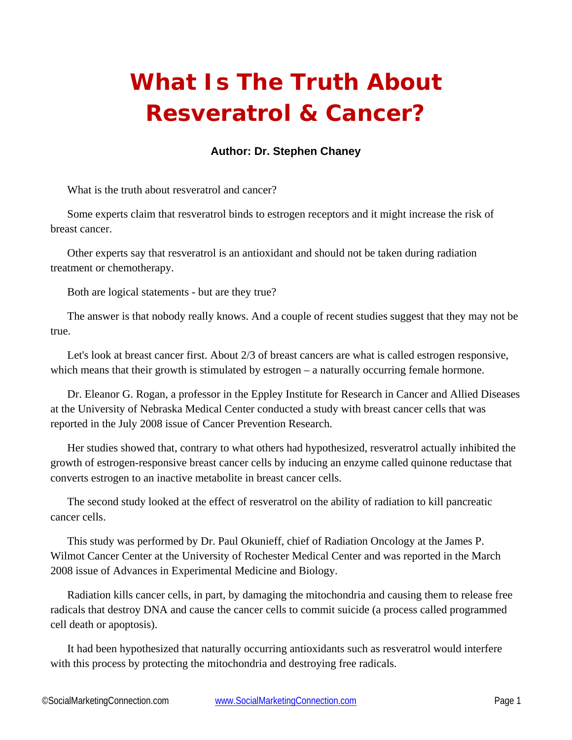# What Is The Truth About Resveratrol & Cancer?

**Author: Dr. Stephen Chaney**

What is the truth about resveratrol and cancer?

Some experts claim that resveratrol binds to estrogen receptors and it might increase the risk of breast cancer.

Other experts say that resveratrol is an antioxidant and should not be taken during radiation treatment or chemotherapy.

Both are logical statements - but are they true?

The answer is that nobody really knows. And a couple of recent studies suggest that they may not be true.

Let's look at breast cancer first. About 2/3 of breast cancers are what is called estrogen responsive, which means that their growth is stimulated by estrogen – a naturally occurring female hormone.

Dr. Eleanor G. Rogan, a professor in the Eppley Institute for Research in Cancer and Allied Diseases at the University of Nebraska Medical Center conducted a study with breast cancer cells that was reported in the July 2008 issue of Cancer Prevention Research.

Her studies showed that, contrary to what others had hypothesized, resveratrol actually inhibited the growth of estrogen-responsive breast cancer cells by inducing an enzyme called quinone reductase that converts estrogen to an inactive metabolite in breast cancer cells.

The second study looked at the effect of resveratrol on the ability of radiation to kill pancreatic cancer cells.

This study was performed by Dr. Paul Okunieff, chief of Radiation Oncology at the James P. Wilmot Cancer Center at the University of Rochester Medical Center and was reported in the March 2008 issue of Advances in Experimental Medicine and Biology.

Radiation kills cancer cells, in part, by damaging the mitochondria and causing them to release free radicals that destroy DNA and cause the cancer cells to commit suicide (a process called programmed cell death or apoptosis).

It had been hypothesized that naturally occurring antioxidants such as resveratrol would interfere with this process by protecting the mitochondria and destroying free radicals.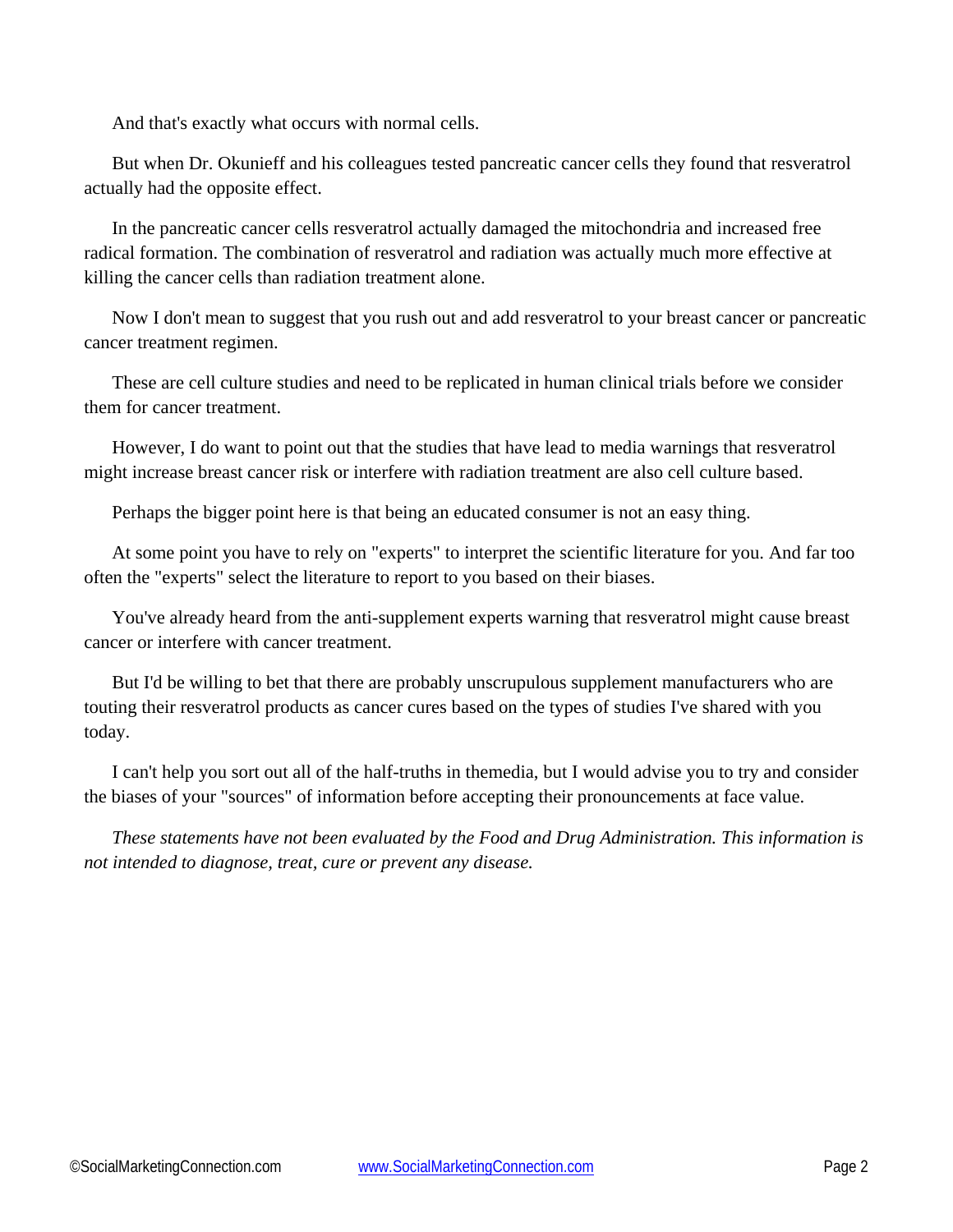And that's exactly what occurs with normal cells.

But when Dr. Okunieff and his colleagues tested pancreatic cancer cells they found that resveratrol actually had the opposite effect.

In the pancreatic cancer cells resveratrol actually damaged the mitochondria and increased free radical formation. The combination of resveratrol and radiation was actually much more effective at killing the cancer cells than radiation treatment alone.

Now I don't mean to suggest that you rush out and add resveratrol to your breast cancer or pancreatic cancer treatment regimen.

These are cell culture studies and need to be replicated in human clinical trials before we consider them for cancer treatment.

However, I do want to point out that the studies that have lead to media warnings that resveratrol might increase breast cancer risk or interfere with radiation treatment are also cell culture based.

Perhaps the bigger point here is that being an educated consumer is not an easy thing.

At some point you have to rely on "experts" to interpret the scientific literature for you. And far too often the "experts" select the literature to report to you based on their biases.

You've already heard from the anti-supplement experts warning that resveratrol might cause breast cancer or interfere with cancer treatment.

But I'd be willing to bet that there are probably unscrupulous supplement manufacturers who are touting their resveratrol products as cancer cures based on the types of studies I've shared with you today.

I can't help you sort out all of the half-truths in themedia, but I would advise you to try and consider the biases of your "sources" of information before accepting their pronouncements at face value.

*These statements have not been evaluated by the Food and Drug Administration. This information is not intended to diagnose, treat, cure or prevent any disease.*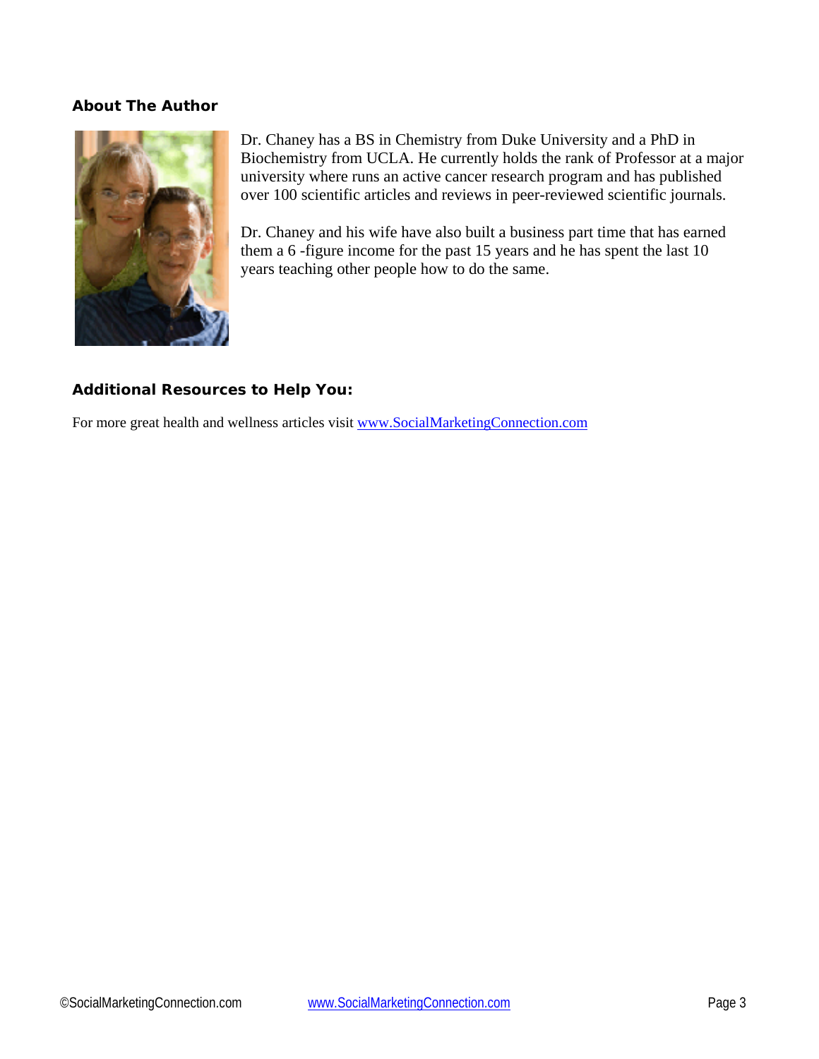### About The Author

Dr. Chaney has a BS in Chemistry from Duke University and a PhD in Biochemistry from UCLA. He currently holds the rank of Professor at a major university where runs an active cancer research program and has published over 100 scientific articles and reviews in peer-reviewed scientific journals.

Dr. Chaney and his wife have also built a business part time that has earned them a 6 -figure income for the past 15 years and he has spent the last 10 years teaching other people how to do the same.

### Additional Resources to Help You:

For more great health and wellness articles visit [www.SocialMarketingConnection.com](http://www.SocialMarketingConnection.com)